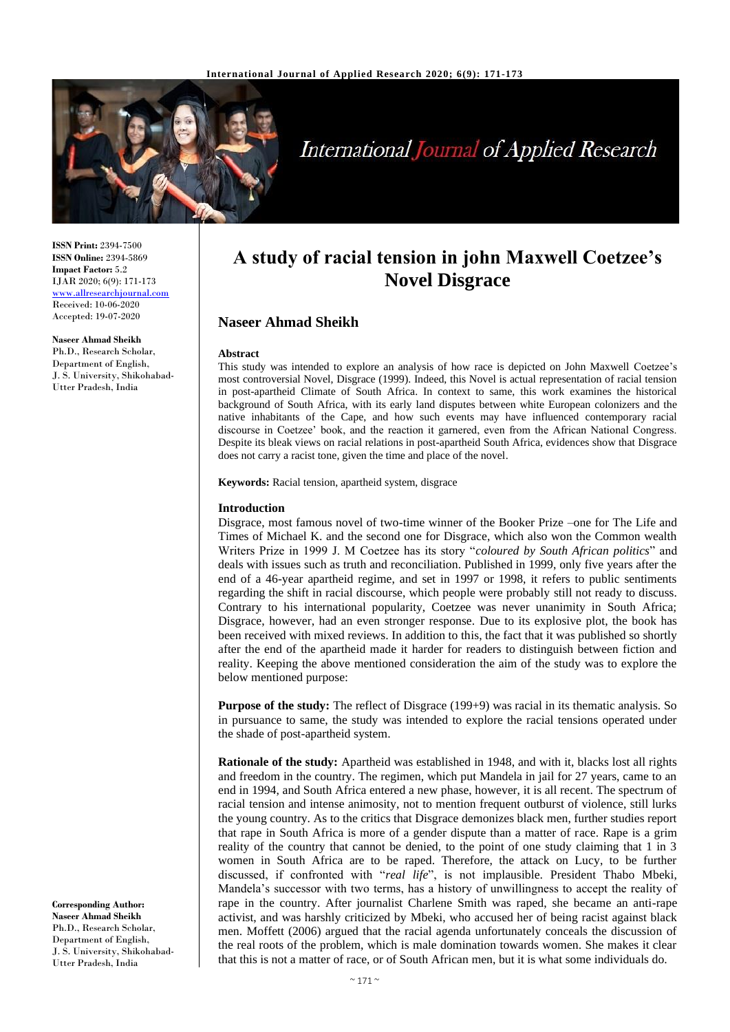# A study of racial tension in john Maxwell Coetzee's Novel Disgrace

## Naseer Ahmad Sheikh

**ISSN Print:** 2394-7500
**ISSN Online:** 2394-5869
**Impact Factor:** 5.2
IJAR 2020; 6(9): 171-173
www.allresearchjournal.com
Received: 10-06-2020
Accepted: 19-07-2020

**Naseer Ahmad Sheikh**
Ph.D., Research Scholar, Department of English, J. S. University, Shikohabad-Utter Pradesh, India

**Corresponding Author:**
**Naseer Ahmad Sheikh**
Ph.D., Research Scholar, Department of English, J. S. University, Shikohabad-Utter Pradesh, India

### Abstract

This study was intended to explore an analysis of how race is depicted on John Maxwell Coetzee's most controversial Novel, Disgrace (1999). Indeed, this Novel is actual representation of racial tension in post-apartheid Climate of South Africa. In context to same, this work examines the historical background of South Africa, with its early land disputes between white European colonizers and the native inhabitants of the Cape, and how such events may have influenced contemporary racial discourse in Coetzee' book, and the reaction it garnered, even from the African National Congress. Despite its bleak views on racial relations in post-apartheid South Africa, evidences show that Disgrace does not carry a racist tone, given the time and place of the novel.

**Keywords:** Racial tension, apartheid system, disgrace

### Introduction

Disgrace, most famous novel of two-time winner of the Booker Prize –one for The Life and Times of Michael K. and the second one for Disgrace, which also won the Common wealth Writers Prize in 1999 J. M Coetzee has its story "*coloured by South African politics*" and deals with issues such as truth and reconciliation. Published in 1999, only five years after the end of a 46-year apartheid regime, and set in 1997 or 1998, it refers to public sentiments regarding the shift in racial discourse, which people were probably still not ready to discuss. Contrary to his international popularity, Coetzee was never unanimity in South Africa; Disgrace, however, had an even stronger response. Due to its explosive plot, the book has been received with mixed reviews. In addition to this, the fact that it was published so shortly after the end of the apartheid made it harder for readers to distinguish between fiction and reality. Keeping the above mentioned consideration the aim of the study was to explore the below mentioned purpose:

**Purpose of the study:** The reflect of Disgrace (199+9) was racial in its thematic analysis. So in pursuance to same, the study was intended to explore the racial tensions operated under the shade of post-apartheid system.

**Rationale of the study:** Apartheid was established in 1948, and with it, blacks lost all rights and freedom in the country. The regimen, which put Mandela in jail for 27 years, came to an end in 1994, and South Africa entered a new phase, however, it is all recent. The spectrum of racial tension and intense animosity, not to mention frequent outburst of violence, still lurks the young country. As to the critics that Disgrace demonizes black men, further studies report that rape in South Africa is more of a gender dispute than a matter of race. Rape is a grim reality of the country that cannot be denied, to the point of one study claiming that 1 in 3 women in South Africa are to be raped. Therefore, the attack on Lucy, to be further discussed, if confronted with "*real life*", is not implausible. President Thabo Mbeki, Mandela's successor with two terms, has a history of unwillingness to accept the reality of rape in the country. After journalist Charlene Smith was raped, she became an anti-rape activist, and was harshly criticized by Mbeki, who accused her of being racist against black men. Moffett (2006) argued that the racial agenda unfortunately conceals the discussion of the real roots of the problem, which is male domination towards women. She makes it clear that this is not a matter of race, or of South African men, but it is what some individuals do.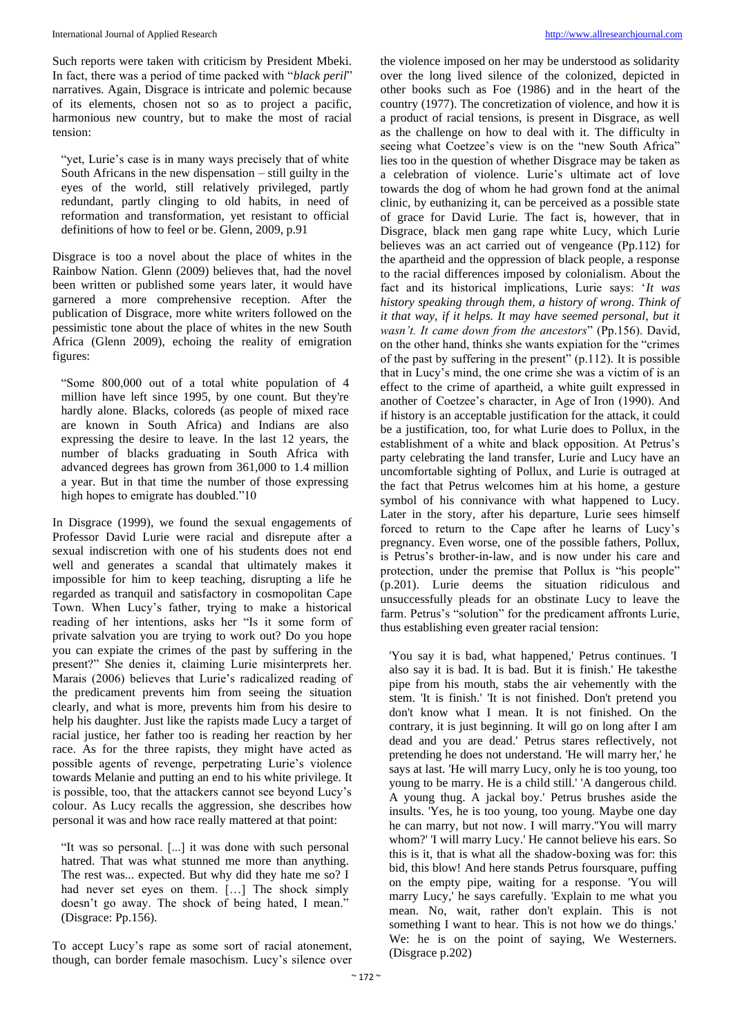Such reports were taken with criticism by President Mbeki. In fact, there was a period of time packed with "*black peril*" narratives. Again, Disgrace is intricate and polemic because of its elements, chosen not so as to project a pacific, harmonious new country, but to make the most of racial tension:

> "yet, Lurie's case is in many ways precisely that of white South Africans in the new dispensation – still guilty in the eyes of the world, still relatively privileged, partly redundant, partly clinging to old habits, in need of reformation and transformation, yet resistant to official definitions of how to feel or be. Glenn, 2009, p.91

Disgrace is too a novel about the place of whites in the Rainbow Nation. Glenn (2009) believes that, had the novel been written or published some years later, it would have garnered a more comprehensive reception. After the publication of Disgrace, more white writers followed on the pessimistic tone about the place of whites in the new South Africa (Glenn 2009), echoing the reality of emigration figures:

> "Some 800,000 out of a total white population of 4 million have left since 1995, by one count. But they're hardly alone. Blacks, coloreds (as people of mixed race are known in South Africa) and Indians are also expressing the desire to leave. In the last 12 years, the number of blacks graduating in South Africa with advanced degrees has grown from 361,000 to 1.4 million a year. But in that time the number of those expressing high hopes to emigrate has doubled."10

In Disgrace (1999), we found the sexual engagements of Professor David Lurie were racial and disrepute after a sexual indiscretion with one of his students does not end well and generates a scandal that ultimately makes it impossible for him to keep teaching, disrupting a life he regarded as tranquil and satisfactory in cosmopolitan Cape Town. When Lucy's father, trying to make a historical reading of her intentions, asks her "Is it some form of private salvation you are trying to work out? Do you hope you can expiate the crimes of the past by suffering in the present?" She denies it, claiming Lurie misinterprets her. Marais (2006) believes that Lurie's radicalized reading of the predicament prevents him from seeing the situation clearly, and what is more, prevents him from his desire to help his daughter. Just like the rapists made Lucy a target of racial justice, her father too is reading her reaction by her race. As for the three rapists, they might have acted as possible agents of revenge, perpetrating Lurie's violence towards Melanie and putting an end to his white privilege. It is possible, too, that the attackers cannot see beyond Lucy's colour. As Lucy recalls the aggression, she describes how personal it was and how race really mattered at that point:

> "It was so personal. [...] it was done with such personal hatred. That was what stunned me more than anything. The rest was... expected. But why did they hate me so? I had never set eyes on them. […] The shock simply doesn't go away. The shock of being hated, I mean." (Disgrace: Pp.156).

To accept Lucy's rape as some sort of racial atonement, though, can border female masochism. Lucy's silence over the violence imposed on her may be understood as solidarity over the long lived silence of the colonized, depicted in other books such as Foe (1986) and in the heart of the country (1977). The concretization of violence, and how it is a product of racial tensions, is present in Disgrace, as well as the challenge on how to deal with it. The difficulty in seeing what Coetzee's view is on the "new South Africa" lies too in the question of whether Disgrace may be taken as a celebration of violence. Lurie's ultimate act of love towards the dog of whom he had grown fond at the animal clinic, by euthanizing it, can be perceived as a possible state of grace for David Lurie. The fact is, however, that in Disgrace, black men gang rape white Lucy, which Lurie believes was an act carried out of vengeance (Pp.112) for the apartheid and the oppression of black people, a response to the racial differences imposed by colonialism. About the fact and its historical implications, Lurie says: '*It was history speaking through them, a history of wrong. Think of it that way, if it helps. It may have seemed personal, but it wasn't. It came down from the ancestors*" (Pp.156). David, on the other hand, thinks she wants expiation for the "crimes of the past by suffering in the present" (p.112). It is possible that in Lucy's mind, the one crime she was a victim of is an effect to the crime of apartheid, a white guilt expressed in another of Coetzee's character, in Age of Iron (1990). And if history is an acceptable justification for the attack, it could be a justification, too, for what Lurie does to Pollux, in the establishment of a white and black opposition. At Petrus's party celebrating the land transfer, Lurie and Lucy have an uncomfortable sighting of Pollux, and Lurie is outraged at the fact that Petrus welcomes him at his home, a gesture symbol of his connivance with what happened to Lucy. Later in the story, after his departure, Lurie sees himself forced to return to the Cape after he learns of Lucy's pregnancy. Even worse, one of the possible fathers, Pollux, is Petrus's brother-in-law, and is now under his care and protection, under the premise that Pollux is "his people" (p.201). Lurie deems the situation ridiculous and unsuccessfully pleads for an obstinate Lucy to leave the farm. Petrus's "solution" for the predicament affronts Lurie, thus establishing even greater racial tension:

> 'You say it is bad, what happened,' Petrus continues. 'I also say it is bad. It is bad. But it is finish.' He takesthe pipe from his mouth, stabs the air vehemently with the stem. 'It is finish.' 'It is not finished. Don't pretend you don't know what I mean. It is not finished. On the contrary, it is just beginning. It will go on long after I am dead and you are dead.' Petrus stares reflectively, not pretending he does not understand. 'He will marry her,' he says at last. 'He will marry Lucy, only he is too young, too young to be marry. He is a child still.' 'A dangerous child. A young thug. A jackal boy.' Petrus brushes aside the insults. 'Yes, he is too young, too young. Maybe one day he can marry, but not now. I will marry.''You will marry whom?' 'I will marry Lucy.' He cannot believe his ears. So this is it, that is what all the shadow-boxing was for: this bid, this blow! And here stands Petrus foursquare, puffing on the empty pipe, waiting for a response. 'You will marry Lucy,' he says carefully. 'Explain to me what you mean. No, wait, rather don't explain. This is not something I want to hear. This is not how we do things.' We: he is on the point of saying, We Westerners. (Disgrace p.202)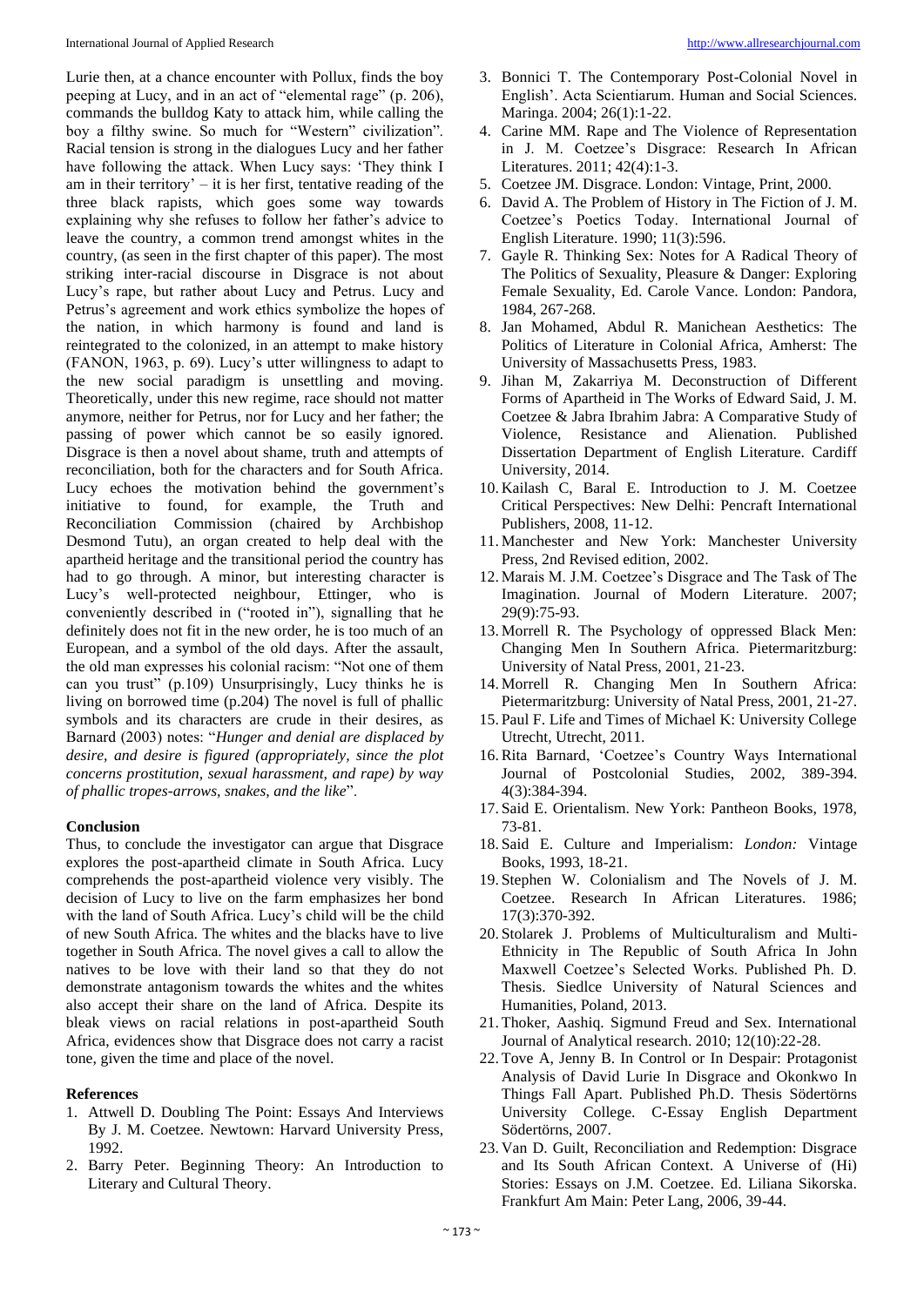Lurie then, at a chance encounter with Pollux, finds the boy peeping at Lucy, and in an act of "elemental rage" (p. 206), commands the bulldog Katy to attack him, while calling the boy a filthy swine. So much for "Western" civilization". Racial tension is strong in the dialogues Lucy and her father have following the attack. When Lucy says: 'They think I am in their territory' – it is her first, tentative reading of the three black rapists, which goes some way towards explaining why she refuses to follow her father's advice to leave the country, a common trend amongst whites in the country, (as seen in the first chapter of this paper). The most striking inter-racial discourse in Disgrace is not about Lucy's rape, but rather about Lucy and Petrus. Lucy and Petrus's agreement and work ethics symbolize the hopes of the nation, in which harmony is found and land is reintegrated to the colonized, in an attempt to make history (FANON, 1963, p. 69). Lucy's utter willingness to adapt to the new social paradigm is unsettling and moving. Theoretically, under this new regime, race should not matter anymore, neither for Petrus, nor for Lucy and her father; the passing of power which cannot be so easily ignored. Disgrace is then a novel about shame, truth and attempts of reconciliation, both for the characters and for South Africa. Lucy echoes the motivation behind the government's initiative to found, for example, the Truth and Reconciliation Commission (chaired by Archbishop Desmond Tutu), an organ created to help deal with the apartheid heritage and the transitional period the country has had to go through. A minor, but interesting character is Lucy's well-protected neighbour, Ettinger, who is conveniently described in ("rooted in"), signalling that he definitely does not fit in the new order, he is too much of an European, and a symbol of the old days. After the assault, the old man expresses his colonial racism: "Not one of them can you trust" (p.109) Unsurprisingly, Lucy thinks he is living on borrowed time (p.204) The novel is full of phallic symbols and its characters are crude in their desires, as Barnard (2003) notes: "*Hunger and denial are displaced by desire, and desire is figured (appropriately, since the plot concerns prostitution, sexual harassment, and rape) by way of phallic tropes-arrows, snakes, and the like*".

## Conclusion

Thus, to conclude the investigator can argue that Disgrace explores the post-apartheid climate in South Africa. Lucy comprehends the post-apartheid violence very visibly. The decision of Lucy to live on the farm emphasizes her bond with the land of South Africa. Lucy's child will be the child of new South Africa. The whites and the blacks have to live together in South Africa. The novel gives a call to allow the natives to be love with their land so that they do not demonstrate antagonism towards the whites and the whites also accept their share on the land of Africa. Despite its bleak views on racial relations in post-apartheid South Africa, evidences show that Disgrace does not carry a racist tone, given the time and place of the novel.

## References

1. Attwell D. Doubling The Point: Essays And Interviews By J. M. Coetzee. Newtown: Harvard University Press, 1992.
2. Barry Peter. Beginning Theory: An Introduction to Literary and Cultural Theory.
3. Bonnici T. The Contemporary Post-Colonial Novel in English'. Acta Scientiarum. Human and Social Sciences. Maringa. 2004; 26(1):1-22.
4. Carine MM. Rape and The Violence of Representation in J. M. Coetzee's Disgrace: Research In African Literatures. 2011; 42(4):1-3.
5. Coetzee JM. Disgrace. London: Vintage, Print, 2000.
6. David A. The Problem of History in The Fiction of J. M. Coetzee's Poetics Today. International Journal of English Literature. 1990; 11(3):596.
7. Gayle R. Thinking Sex: Notes for A Radical Theory of The Politics of Sexuality, Pleasure & Danger: Exploring Female Sexuality, Ed. Carole Vance. London: Pandora, 1984, 267-268.
8. Jan Mohamed, Abdul R. Manichean Aesthetics: The Politics of Literature in Colonial Africa, Amherst: The University of Massachusetts Press, 1983.
9. Jihan M, Zakarriya M. Deconstruction of Different Forms of Apartheid in The Works of Edward Said, J. M. Coetzee & Jabra Ibrahim Jabra: A Comparative Study of Violence, Resistance and Alienation. Published Dissertation Department of English Literature. Cardiff University, 2014.
10. Kailash C, Baral E. Introduction to J. M. Coetzee Critical Perspectives: New Delhi: Pencraft International Publishers, 2008, 11-12.
11. Manchester and New York: Manchester University Press, 2nd Revised edition, 2002.
12. Marais M. J.M. Coetzee's Disgrace and The Task of The Imagination. Journal of Modern Literature. 2007; 29(9):75-93.
13. Morrell R. The Psychology of oppressed Black Men: Changing Men In Southern Africa. Pietermaritzburg: University of Natal Press, 2001, 21-23.
14. Morrell R. Changing Men In Southern Africa: Pietermaritzburg: University of Natal Press, 2001, 21-27.
15. Paul F. Life and Times of Michael K: University College Utrecht, Utrecht, 2011.
16. Rita Barnard, 'Coetzee's Country Ways International Journal of Postcolonial Studies, 2002, 389-394. 4(3):384-394.
17. Said E. Orientalism. New York: Pantheon Books, 1978, 73-81.
18. Said E. Culture and Imperialism: *London:* Vintage Books, 1993, 18-21.
19. Stephen W. Colonialism and The Novels of J. M. Coetzee. Research In African Literatures. 1986; 17(3):370-392.
20. Stolarek J. Problems of Multiculturalism and Multi-Ethnicity in The Republic of South Africa In John Maxwell Coetzee's Selected Works. Published Ph. D. Thesis. Siedlce University of Natural Sciences and Humanities, Poland, 2013.
21. Thoker, Aashiq. Sigmund Freud and Sex. International Journal of Analytical research. 2010; 12(10):22-28.
22. Tove A, Jenny B. In Control or In Despair: Protagonist Analysis of David Lurie In Disgrace and Okonkwo In Things Fall Apart. Published Ph.D. Thesis Södertörns University College. C-Essay English Department Södertörns, 2007.
23. Van D. Guilt, Reconciliation and Redemption: Disgrace and Its South African Context. A Universe of (Hi) Stories: Essays on J.M. Coetzee. Ed. Liliana Sikorska. Frankfurt Am Main: Peter Lang, 2006, 39-44.